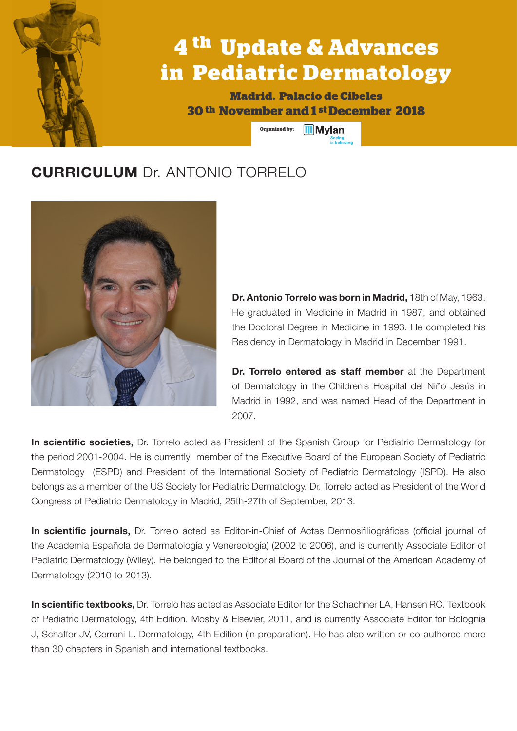# 4th Update & Advances in Pediatric Dermatology

**Madrid. Palacio de Cibeles**

**30th November and 1st December 2018**

Organized by: Mylan Seeing is believing

## **CURRICULUM** Dr. ANTONIO TORRELO

**Dr. Antonio Torrelo was born in Madrid,** 18th of May, 1963. He graduated in Medicine in Madrid in 1987, and obtained the Doctoral Degree in Medicine in 1993. He completed his Residency in Dermatology in Madrid in December 1991.

**Dr. Torrelo entered as staff member** at the Department of Dermatology in the Children's Hospital del Niño Jesús in Madrid in 1992, and was named Head of the Department in 2007.

**In scientific societies,** Dr. Torrelo acted as President of the Spanish Group for Pediatric Dermatology for the period 2001-2004. He is currently member of the Executive Board of the European Society of Pediatric Dermatology (ESPD) and President of the International Society of Pediatric Dermatology (ISPD). He also belongs as a member of the US Society for Pediatric Dermatology. Dr. Torrelo acted as President of the World Congress of Pediatric Dermatology in Madrid, 25th-27th of September, 2013.

**In scientific journals,** Dr. Torrelo acted as Editor-in-Chief of Actas Dermosifiliográficas (official journal of the Academia Española de Dermatología y Venereología) (2002 to 2006), and is currently Associate Editor of Pediatric Dermatology (Wiley). He belonged to the Editorial Board of the Journal of the American Academy of Dermatology (2010 to 2013).

**In scientific textbooks,** Dr. Torrelo has acted as Associate Editor for the Schachner LA, Hansen RC. Textbook of Pediatric Dermatology, 4th Edition. Mosby & Elsevier, 2011, and is currently Associate Editor for Bolognia J, Schaffer JV, Cerroni L. Dermatology, 4th Edition (in preparation). He has also written or co-authored more than 30 chapters in Spanish and international textbooks.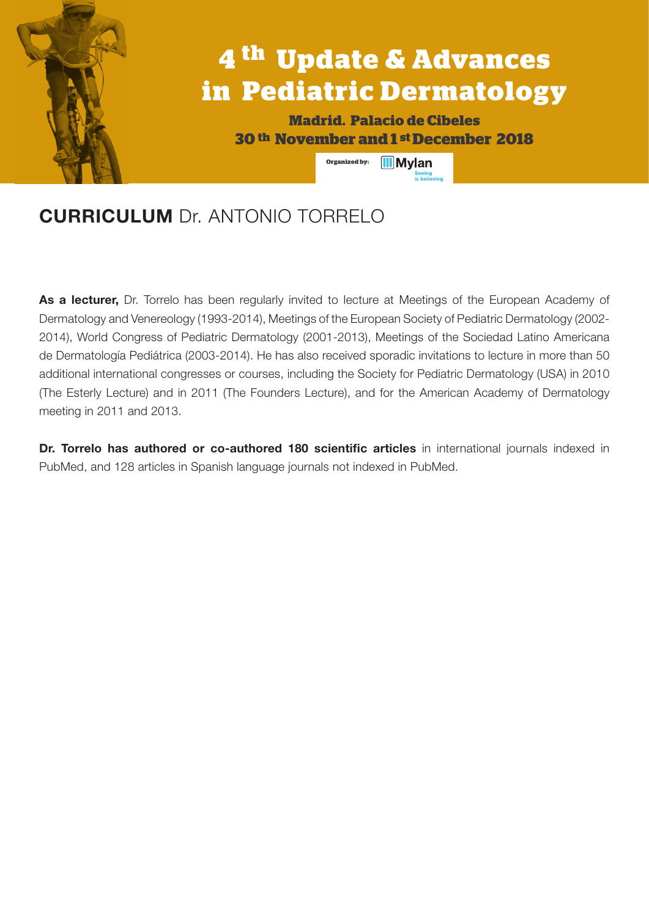## **CURRICULUM** Dr. ANTONIO TORRELO

**As a lecturer,** Dr. Torrelo has been regularly invited to lecture at Meetings of the European Academy of Dermatology and Venereology (1993-2014), Meetings of the European Society of Pediatric Dermatology (2002-2014), World Congress of Pediatric Dermatology (2001-2013), Meetings of the Sociedad Latino Americana de Dermatología Pediátrica (2003-2014). He has also received sporadic invitations to lecture in more than 50 additional international congresses or courses, including the Society for Pediatric Dermatology (USA) in 2010 (The Esterly Lecture) and in 2011 (The Founders Lecture), and for the American Academy of Dermatology meeting in 2011 and 2013.

**Dr. Torrelo has authored or co-authored 180 scientific articles** in international journals indexed in PubMed, and 128 articles in Spanish language journals not indexed in PubMed.